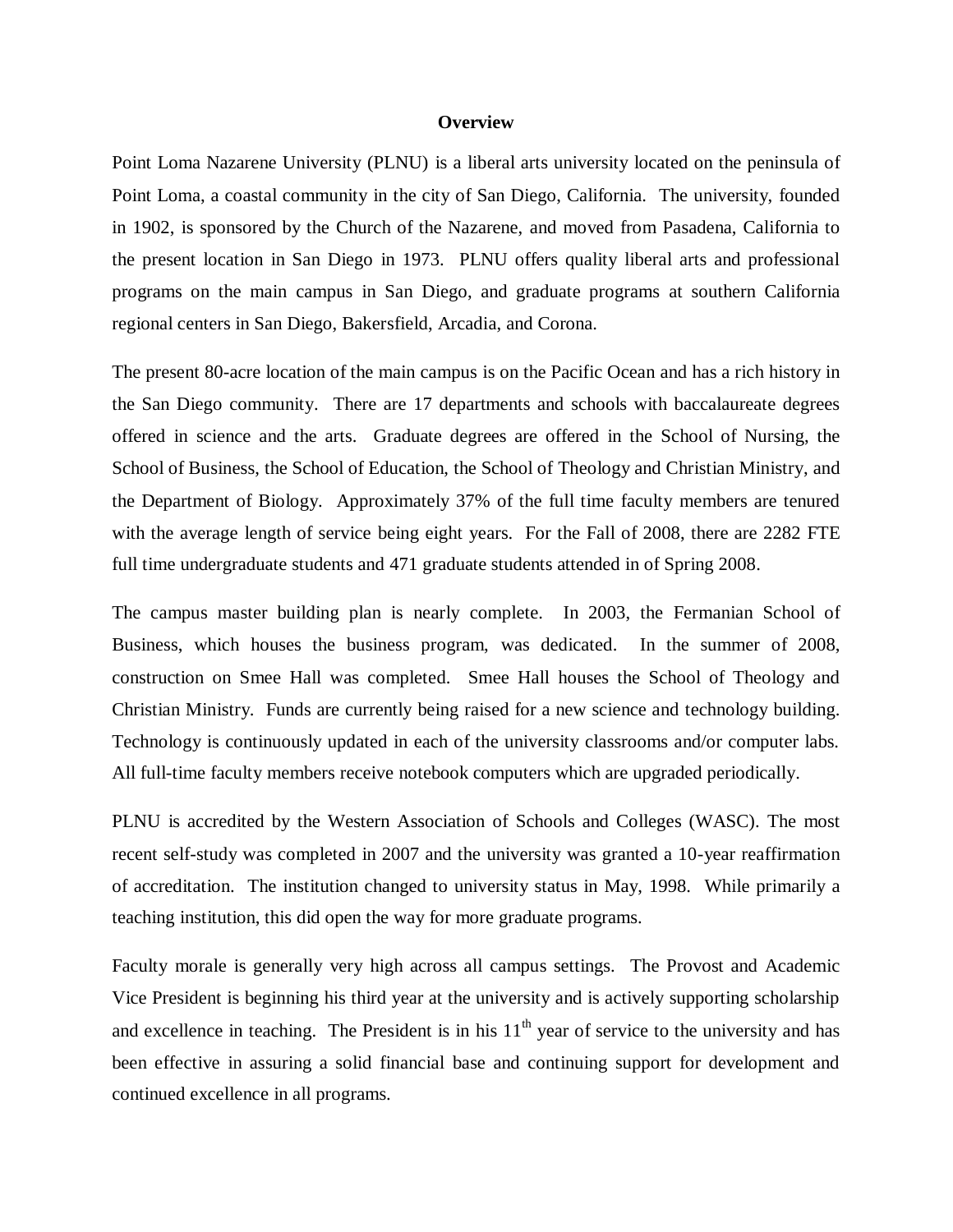# Overview

Point Loma Nazarene University (PLNU) is a liberal arts university located on the peninsula of Point Loma, a coastal community in the city of San Diego, California. The university, founded in 1902, is sponsored by the Church of the Nazarene, and moved from Pasadena, California to the present location in San Diego in 1973. PLNU offers quality liberal arts and professional programs on the main campus in San Diego, and graduate programs at southern California regional centers in San Diego, Bakersfield, Arcadia, and Corona.

The present 80-acre location of the main campus is on the Pacific Ocean and has a rich history in the San Diego community. There are 17 departments and schools with baccalaureate degrees offered in science and the arts. Graduate degrees are offered in the School of Nursing, the School of Business, the School of Education, the School of Theology and Christian Ministry, and the Department of Biology. Approximately 37% of the full time faculty members are tenured with the average length of service being eight years. For the Fall of 2008, there are 2282 FTE full time undergraduate students and 471 graduate students attended in of Spring 2008.

The campus master building plan is nearly complete. In 2003, the Fermanian School of Business, which houses the business program, was dedicated. In the summer of 2008, construction on Smee Hall was completed. Smee Hall houses the School of Theology and Christian Ministry. Funds are currently being raised for a new science and technology building. Technology is continuously updated in each of the university classrooms and/or computer labs. All full-time faculty members receive notebook computers which are upgraded periodically.

PLNU is accredited by the Western Association of Schools and Colleges (WASC). The most recent self-study was completed in 2007 and the university was granted a 10-year reaffirmation of accreditation. The institution changed to university status in May, 1998. While primarily a teaching institution, this did open the way for more graduate programs.

Faculty morale is generally very high across all campus settings. The Provost and Academic Vice President is beginning his third year at the university and is actively supporting scholarship and excellence in teaching. The President is in his 11th year of service to the university and has been effective in assuring a solid financial base and continuing support for development and continued excellence in all programs.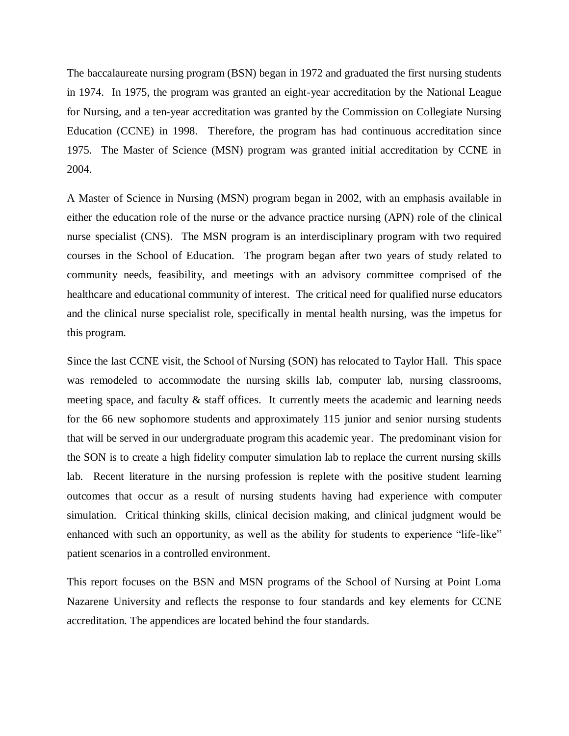The baccalaureate nursing program (BSN) began in 1972 and graduated the first nursing students in 1974. In 1975, the program was granted an eight-year accreditation by the National League for Nursing, and a ten-year accreditation was granted by the Commission on Collegiate Nursing Education (CCNE) in 1998. Therefore, the program has had continuous accreditation since 1975. The Master of Science (MSN) program was granted initial accreditation by CCNE in 2004.

A Master of Science in Nursing (MSN) program began in 2002, with an emphasis available in either the education role of the nurse or the advance practice nursing (APN) role of the clinical nurse specialist (CNS). The MSN program is an interdisciplinary program with two required courses in the School of Education. The program began after two years of study related to community needs, feasibility, and meetings with an advisory committee comprised of the healthcare and educational community of interest. The critical need for qualified nurse educators and the clinical nurse specialist role, specifically in mental health nursing, was the impetus for this program.

Since the last CCNE visit, the School of Nursing (SON) has relocated to Taylor Hall. This space was remodeled to accommodate the nursing skills lab, computer lab, nursing classrooms, meeting space, and faculty & staff offices. It currently meets the academic and learning needs for the 66 new sophomore students and approximately 115 junior and senior nursing students that will be served in our undergraduate program this academic year. The predominant vision for the SON is to create a high fidelity computer simulation lab to replace the current nursing skills lab. Recent literature in the nursing profession is replete with the positive student learning outcomes that occur as a result of nursing students having had experience with computer simulation. Critical thinking skills, clinical decision making, and clinical judgment would be enhanced with such an opportunity, as well as the ability for students to experience "life-like" patient scenarios in a controlled environment.

This report focuses on the BSN and MSN programs of the School of Nursing at Point Loma Nazarene University and reflects the response to four standards and key elements for CCNE accreditation. The appendices are located behind the four standards.